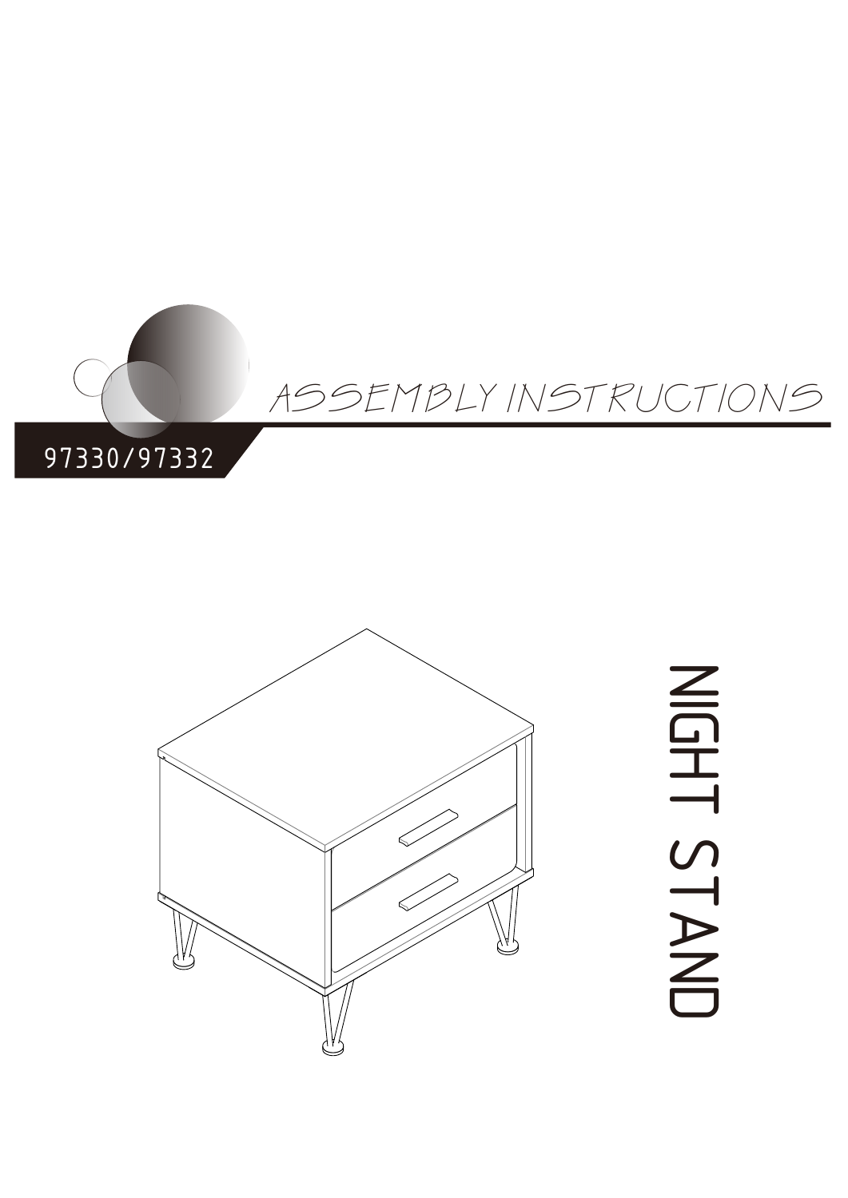# ASSEMBLY INSTRUCTIONS

97330/97332

# NIGHT STAND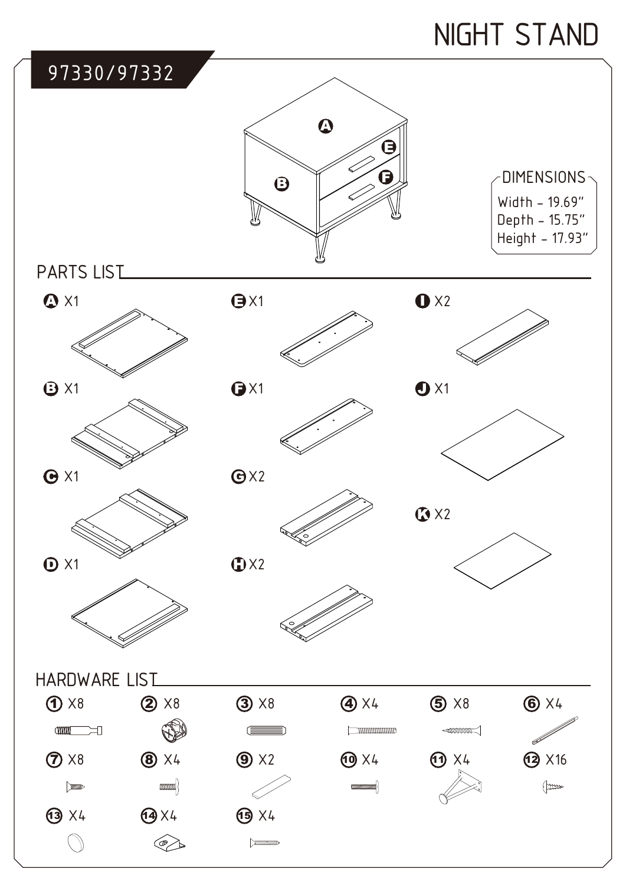# NIGHT STAND

## 97330/97332

**DIMENSIONS**

- Width - 19.69"
- Depth - 15.75"
- Height - 17.93"

## PARTS LIST

| Part | Quantity |
|---|---|
| A | X1 |
| B | X1 |
| C | X1 |
| D | X1 |
| E | X1 |
| F | X1 |
| G | X2 |
| H | X2 |
| I | X2 |
| J | X1 |
| K | X2 |

## HARDWARE LIST

| Hardware | Quantity |
|---|---|
| ① | X8 |
| ② | X8 |
| ③ | X8 |
| ④ | X4 |
| ⑤ | X8 |
| ⑥ | X4 |
| ⑦ | X8 |
| ⑧ | X4 |
| ⑨ | X2 |
| ⑩ | X4 |
| ⑪ | X4 |
| ⑫ | X16 |
| ⑬ | X4 |
| ⑭ | X4 |
| ⑮ | X4 |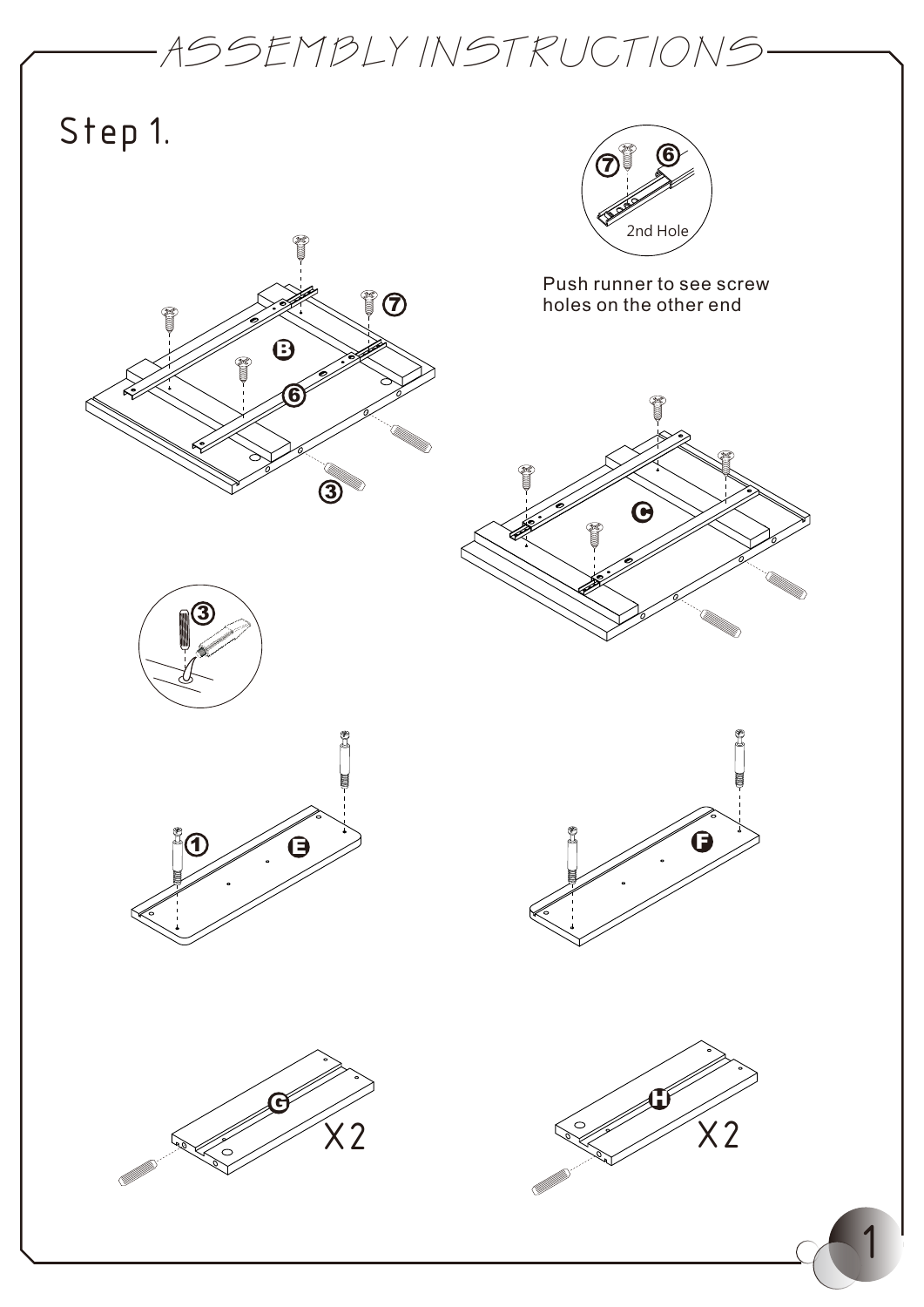# ASSEMBLY INSTRUCTIONS

## Step 1.

2nd Hole

Push runner to see screw holes on the other end

X2

X2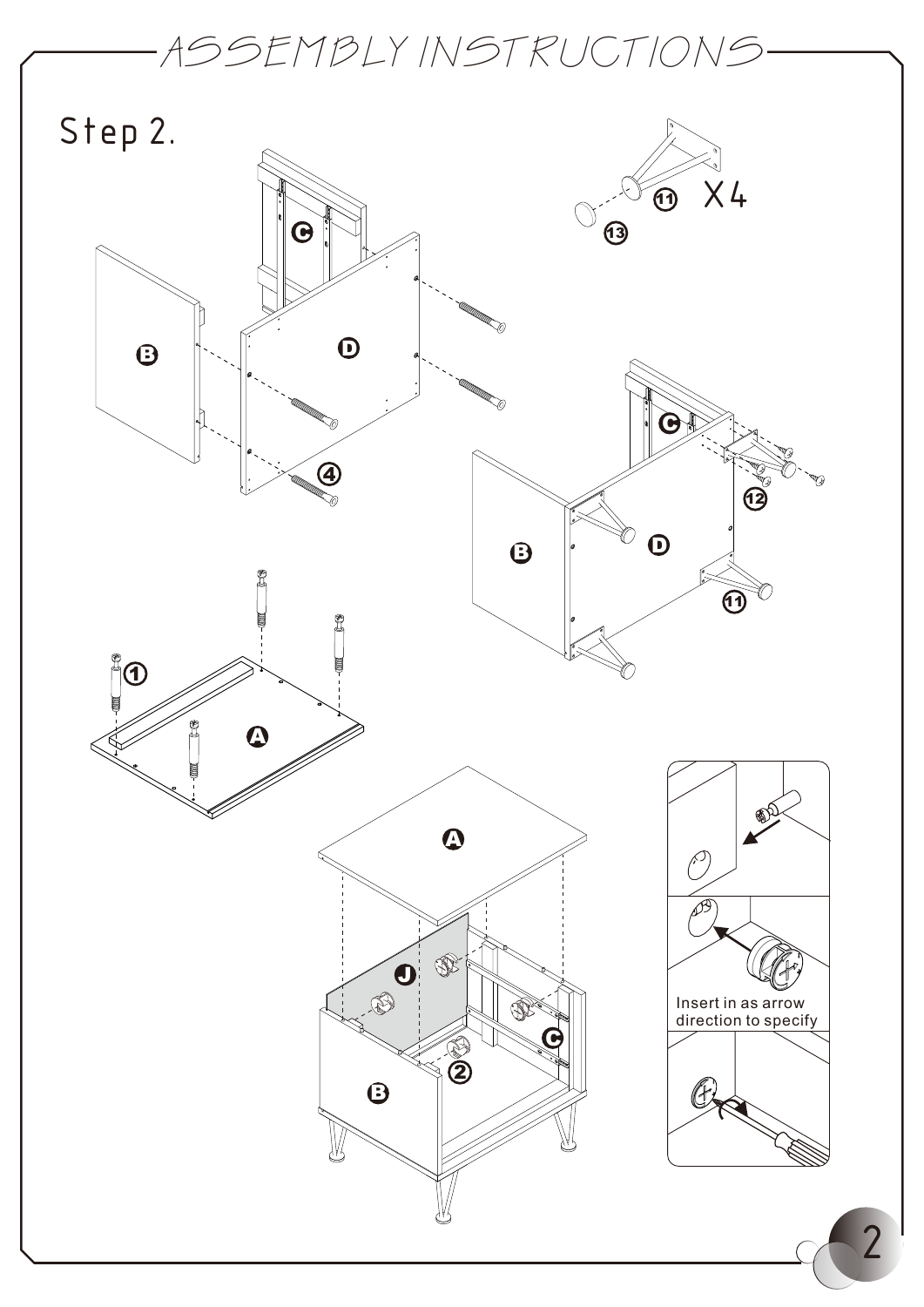# ASSEMBLY INSTRUCTIONS

## Step 2.

X4

Insert in as arrow direction to specify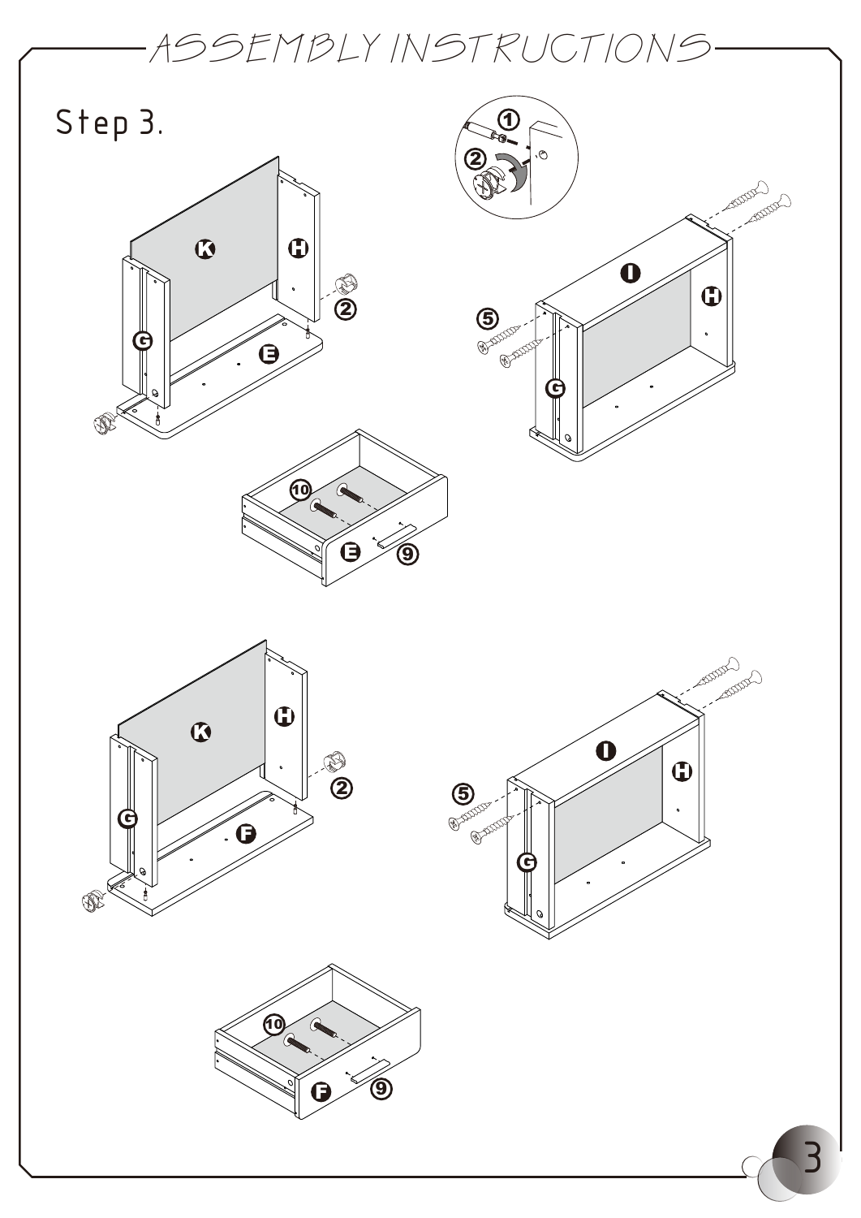# ASSEMBLY INSTRUCTIONS

## Step 3.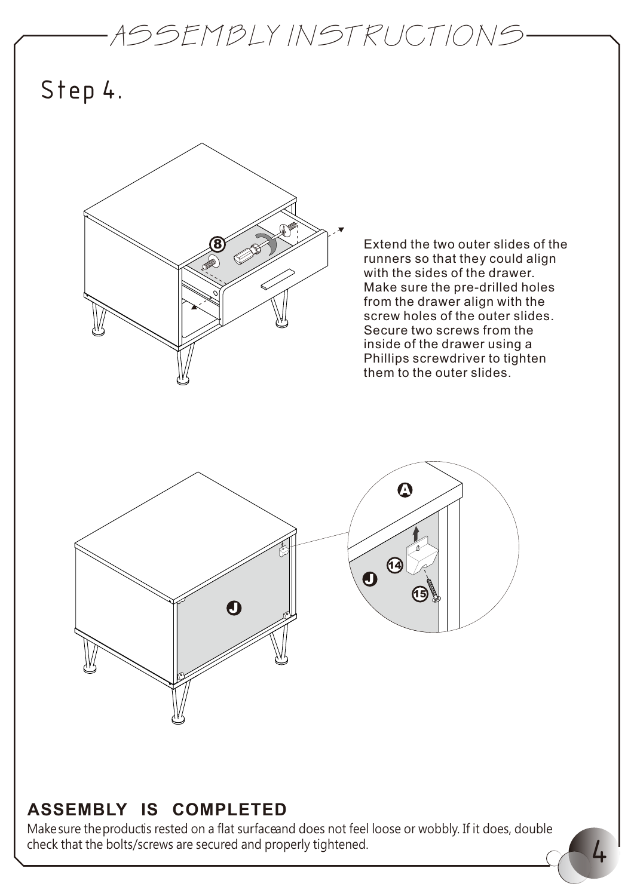# ASSEMBLY INSTRUCTIONS

## Step 4.

Extend the two outer slides of the runners so that they could align with the sides of the drawer. Make sure the pre-drilled holes from the drawer align with the screw holes of the outer slides. Secure two screws from the inside of the drawer using a Phillips screwdriver to tighten them to the outer slides.

## ASSEMBLY IS COMPLETED

Make sure the product is rested on a flat surface and does not feel loose or wobbly. If it does, double check that the bolts/screws are secured and properly tightened.